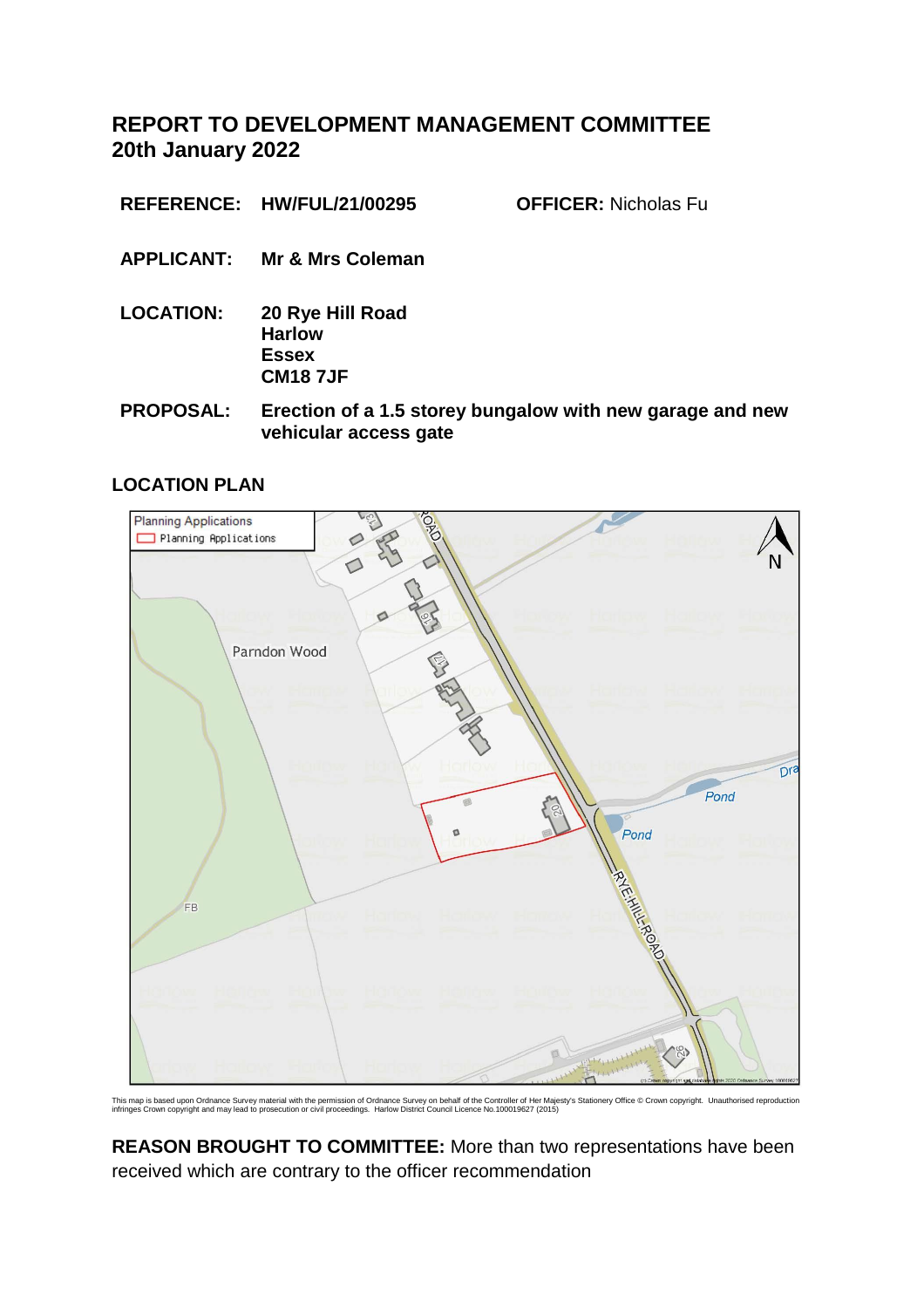# REPORT TO DEVELOPMENT MANAGEMENT COMMITTEE
# 20th January 2022

**REFERENCE:** **HW/FUL/21/00295** **OFFICER:** Nicholas Fu

**APPLICANT:** **Mr & Mrs Coleman**

**LOCATION:** **20 Rye Hill Road**
**Harlow**
**Essex**
**CM18 7JF**

**PROPOSAL:** **Erection of a 1.5 storey bungalow with new garage and new vehicular access gate**

## LOCATION PLAN

This map is based upon Ordnance Survey material with the permission of Ordnance Survey on behalf of the Controller of Her Majesty's Stationery Office © Crown copyright. Unauthorised reproduction infringes Crown copyright and may lead to prosecution or civil proceedings. Harlow District Council Licence No.100019627 (2015)

**REASON BROUGHT TO COMMITTEE:** More than two representations have been received which are contrary to the officer recommendation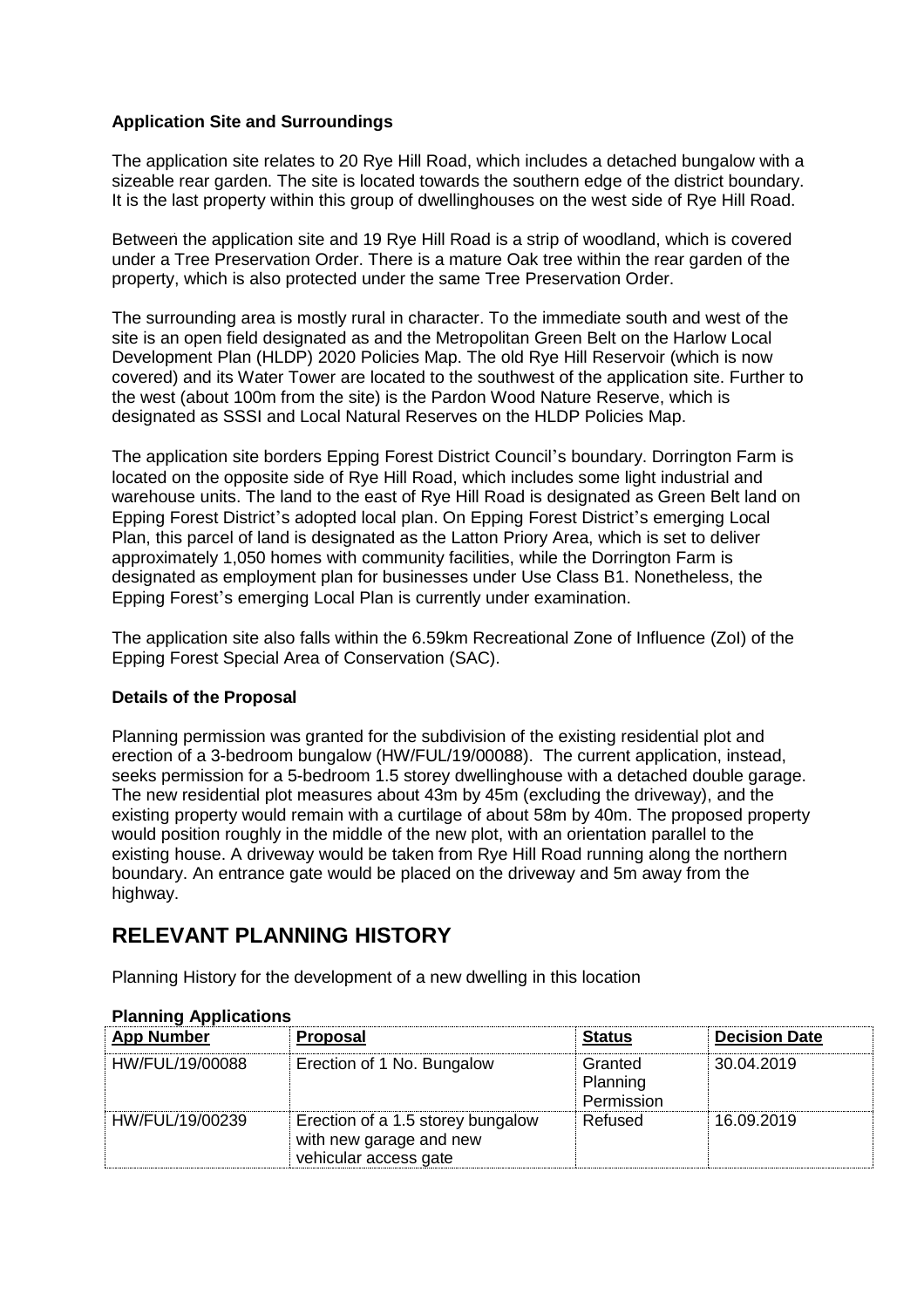**Application Site and Surroundings**

The application site relates to 20 Rye Hill Road, which includes a detached bungalow with a sizeable rear garden. The site is located towards the southern edge of the district boundary. It is the last property within this group of dwellinghouses on the west side of Rye Hill Road.

Between the application site and 19 Rye Hill Road is a strip of woodland, which is covered under a Tree Preservation Order. There is a mature Oak tree within the rear garden of the property, which is also protected under the same Tree Preservation Order.

The surrounding area is mostly rural in character. To the immediate south and west of the site is an open field designated as and the Metropolitan Green Belt on the Harlow Local Development Plan (HLDP) 2020 Policies Map. The old Rye Hill Reservoir (which is now covered) and its Water Tower are located to the southwest of the application site. Further to the west (about 100m from the site) is the Pardon Wood Nature Reserve, which is designated as SSSI and Local Natural Reserves on the HLDP Policies Map.

The application site borders Epping Forest District Council's boundary. Dorrington Farm is located on the opposite side of Rye Hill Road, which includes some light industrial and warehouse units. The land to the east of Rye Hill Road is designated as Green Belt land on Epping Forest District's adopted local plan. On Epping Forest District's emerging Local Plan, this parcel of land is designated as the Latton Priory Area, which is set to deliver approximately 1,050 homes with community facilities, while the Dorrington Farm is designated as employment plan for businesses under Use Class B1. Nonetheless, the Epping Forest's emerging Local Plan is currently under examination.

The application site also falls within the 6.59km Recreational Zone of Influence (ZoI) of the Epping Forest Special Area of Conservation (SAC).

**Details of the Proposal**

Planning permission was granted for the subdivision of the existing residential plot and erection of a 3-bedroom bungalow (HW/FUL/19/00088). The current application, instead, seeks permission for a 5-bedroom 1.5 storey dwellinghouse with a detached double garage. The new residential plot measures about 43m by 45m (excluding the driveway), and the existing property would remain with a curtilage of about 58m by 40m. The proposed property would position roughly in the middle of the new plot, with an orientation parallel to the existing house. A driveway would be taken from Rye Hill Road running along the northern boundary. An entrance gate would be placed on the driveway and 5m away from the highway.

# RELEVANT PLANNING HISTORY

Planning History for the development of a new dwelling in this location

**Planning Applications**

| App Number | Proposal | Status | Decision Date |
| --- | --- | --- | --- |
| HW/FUL/19/00088 | Erection of 1 No. Bungalow | Granted Planning Permission | 30.04.2019 |
| HW/FUL/19/00239 | Erection of a 1.5 storey bungalow with new garage and new vehicular access gate | Refused | 16.09.2019 |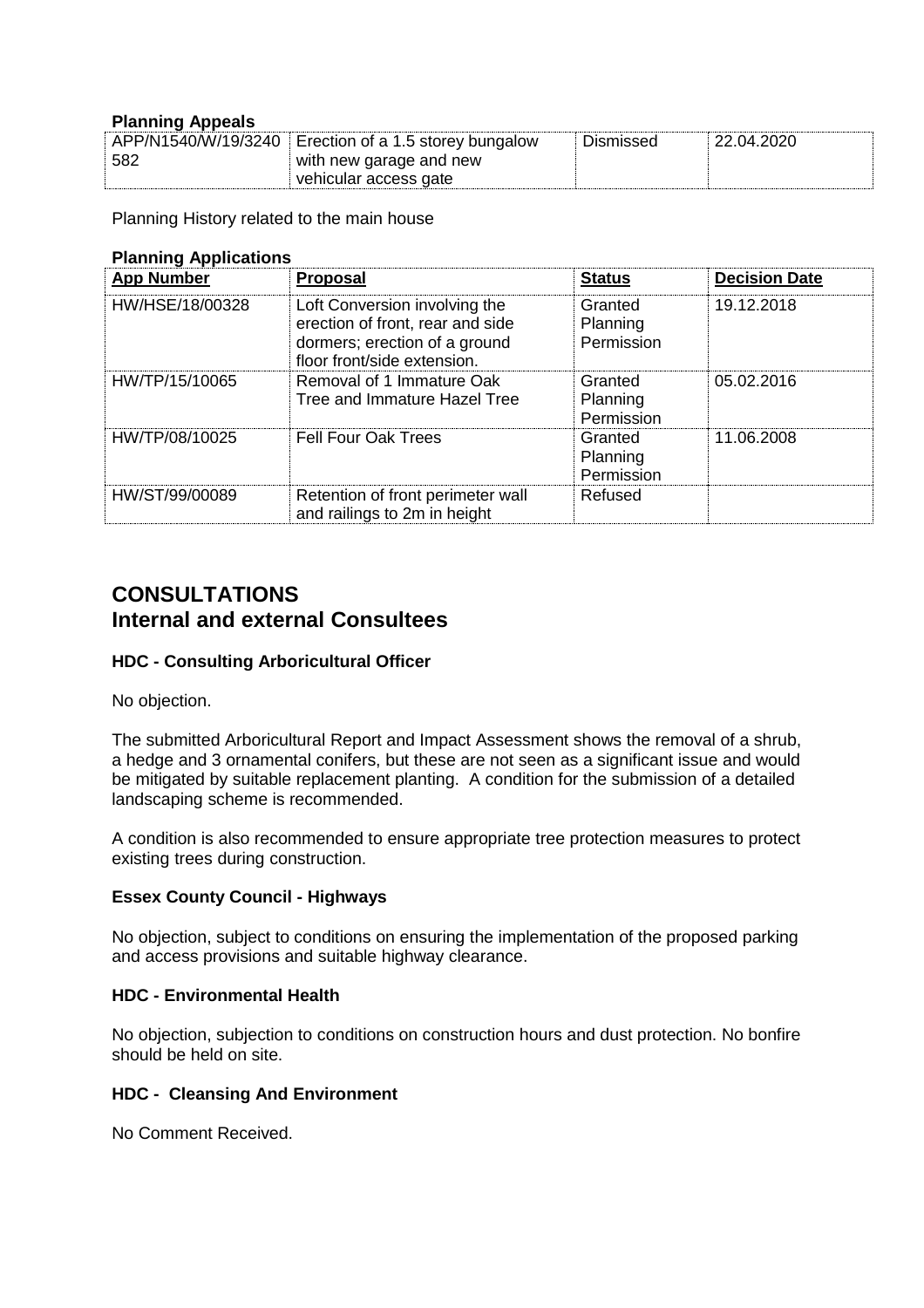**Planning Appeals**

| | | | |
|---|---|---|---|
| APP/N1540/W/19/3240582 | Erection of a 1.5 storey bungalow with new garage and new vehicular access gate | Dismissed | 22.04.2020 |

Planning History related to the main house

**Planning Applications**

| App Number | Proposal | Status | Decision Date |
|---|---|---|---|
| HW/HSE/18/00328 | Loft Conversion involving the erection of front, rear and side dormers; erection of a ground floor front/side extension. | Granted Planning Permission | 19.12.2018 |
| HW/TP/15/10065 | Removal of 1 Immature Oak Tree and Immature Hazel Tree | Granted Planning Permission | 05.02.2016 |
| HW/TP/08/10025 | Fell Four Oak Trees | Granted Planning Permission | 11.06.2008 |
| HW/ST/99/00089 | Retention of front perimeter wall and railings to 2m in height | Refused | |

# CONSULTATIONS
# Internal and external Consultees

**HDC - Consulting Arboricultural Officer**

No objection.

The submitted Arboricultural Report and Impact Assessment shows the removal of a shrub, a hedge and 3 ornamental conifers, but these are not seen as a significant issue and would be mitigated by suitable replacement planting. A condition for the submission of a detailed landscaping scheme is recommended.

A condition is also recommended to ensure appropriate tree protection measures to protect existing trees during construction.

**Essex County Council - Highways**

No objection, subject to conditions on ensuring the implementation of the proposed parking and access provisions and suitable highway clearance.

**HDC - Environmental Health**

No objection, subjection to conditions on construction hours and dust protection. No bonfire should be held on site.

**HDC - Cleansing And Environment**

No Comment Received.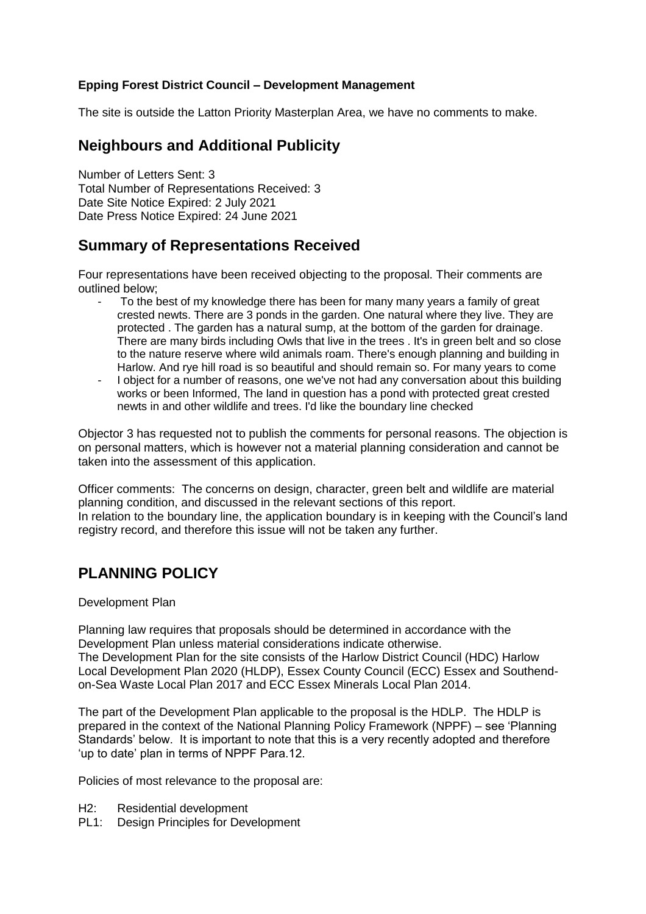**Epping Forest District Council – Development Management**

The site is outside the Latton Priority Masterplan Area, we have no comments to make.

## Neighbours and Additional Publicity

Number of Letters Sent: 3
Total Number of Representations Received: 3
Date Site Notice Expired: 2 July 2021
Date Press Notice Expired: 24 June 2021

## Summary of Representations Received

Four representations have been received objecting to the proposal. Their comments are outlined below;

- To the best of my knowledge there has been for many many years a family of great crested newts. There are 3 ponds in the garden. One natural where they live. They are protected . The garden has a natural sump, at the bottom of the garden for drainage. There are many birds including Owls that live in the trees . It's in green belt and so close to the nature reserve where wild animals roam. There's enough planning and building in Harlow. And rye hill road is so beautiful and should remain so. For many years to come
- I object for a number of reasons, one we've not had any conversation about this building works or been Informed, The land in question has a pond with protected great crested newts in and other wildlife and trees. I'd like the boundary line checked

Objector 3 has requested not to publish the comments for personal reasons. The objection is on personal matters, which is however not a material planning consideration and cannot be taken into the assessment of this application.

Officer comments: The concerns on design, character, green belt and wildlife are material planning condition, and discussed in the relevant sections of this report.
In relation to the boundary line, the application boundary is in keeping with the Council's land registry record, and therefore this issue will not be taken any further.

## PLANNING POLICY

Development Plan

Planning law requires that proposals should be determined in accordance with the Development Plan unless material considerations indicate otherwise.
The Development Plan for the site consists of the Harlow District Council (HDC) Harlow Local Development Plan 2020 (HLDP), Essex County Council (ECC) Essex and Southend-on-Sea Waste Local Plan 2017 and ECC Essex Minerals Local Plan 2014.

The part of the Development Plan applicable to the proposal is the HDLP. The HDLP is prepared in the context of the National Planning Policy Framework (NPPF) – see 'Planning Standards' below. It is important to note that this is a very recently adopted and therefore 'up to date' plan in terms of NPPF Para.12.

Policies of most relevance to the proposal are:

H2: Residential development
PL1: Design Principles for Development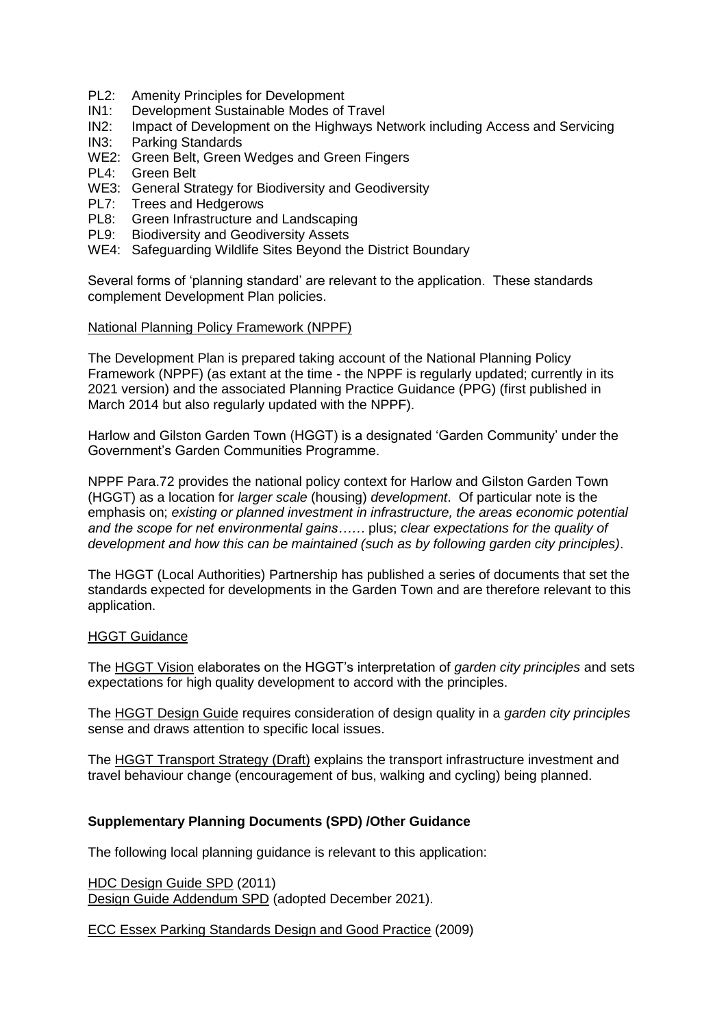- PL2: Amenity Principles for Development
- IN1: Development Sustainable Modes of Travel
- IN2: Impact of Development on the Highways Network including Access and Servicing
- IN3: Parking Standards
- WE2: Green Belt, Green Wedges and Green Fingers
- PL4: Green Belt
- WE3: General Strategy for Biodiversity and Geodiversity
- PL7: Trees and Hedgerows
- PL8: Green Infrastructure and Landscaping
- PL9: Biodiversity and Geodiversity Assets
- WE4: Safeguarding Wildlife Sites Beyond the District Boundary

Several forms of 'planning standard' are relevant to the application. These standards complement Development Plan policies.

National Planning Policy Framework (NPPF)

The Development Plan is prepared taking account of the National Planning Policy Framework (NPPF) (as extant at the time - the NPPF is regularly updated; currently in its 2021 version) and the associated Planning Practice Guidance (PPG) (first published in March 2014 but also regularly updated with the NPPF).

Harlow and Gilston Garden Town (HGGT) is a designated 'Garden Community' under the Government's Garden Communities Programme.

NPPF Para.72 provides the national policy context for Harlow and Gilston Garden Town (HGGT) as a location for *larger scale* (housing) *development*. Of particular note is the emphasis on; *existing or planned investment in infrastructure, the areas economic potential and the scope for net environmental gains……* plus; *clear expectations for the quality of development and how this can be maintained (such as by following garden city principles)*.

The HGGT (Local Authorities) Partnership has published a series of documents that set the standards expected for developments in the Garden Town and are therefore relevant to this application.

HGGT Guidance

The HGGT Vision elaborates on the HGGT's interpretation of *garden city principles* and sets expectations for high quality development to accord with the principles.

The HGGT Design Guide requires consideration of design quality in a *garden city principles* sense and draws attention to specific local issues.

The HGGT Transport Strategy (Draft) explains the transport infrastructure investment and travel behaviour change (encouragement of bus, walking and cycling) being planned.

**Supplementary Planning Documents (SPD) /Other Guidance**

The following local planning guidance is relevant to this application:

HDC Design Guide SPD (2011)
Design Guide Addendum SPD (adopted December 2021).

ECC Essex Parking Standards Design and Good Practice (2009)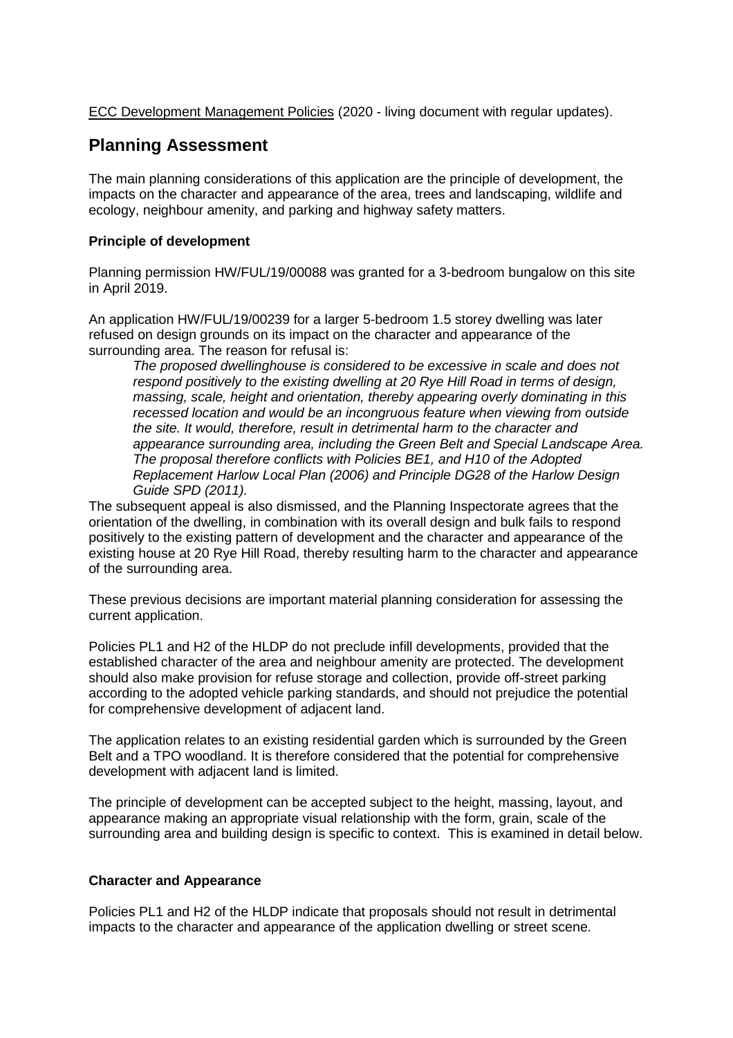ECC Development Management Policies (2020 - living document with regular updates).

## Planning Assessment

The main planning considerations of this application are the principle of development, the impacts on the character and appearance of the area, trees and landscaping, wildlife and ecology, neighbour amenity, and parking and highway safety matters.

**Principle of development**

Planning permission HW/FUL/19/00088 was granted for a 3-bedroom bungalow on this site in April 2019.

An application HW/FUL/19/00239 for a larger 5-bedroom 1.5 storey dwelling was later refused on design grounds on its impact on the character and appearance of the surrounding area. The reason for refusal is:

> *The proposed dwellinghouse is considered to be excessive in scale and does not respond positively to the existing dwelling at 20 Rye Hill Road in terms of design, massing, scale, height and orientation, thereby appearing overly dominating in this recessed location and would be an incongruous feature when viewing from outside the site. It would, therefore, result in detrimental harm to the character and appearance surrounding area, including the Green Belt and Special Landscape Area. The proposal therefore conflicts with Policies BE1, and H10 of the Adopted Replacement Harlow Local Plan (2006) and Principle DG28 of the Harlow Design Guide SPD (2011).*

The subsequent appeal is also dismissed, and the Planning Inspectorate agrees that the orientation of the dwelling, in combination with its overall design and bulk fails to respond positively to the existing pattern of development and the character and appearance of the existing house at 20 Rye Hill Road, thereby resulting harm to the character and appearance of the surrounding area.

These previous decisions are important material planning consideration for assessing the current application.

Policies PL1 and H2 of the HLDP do not preclude infill developments, provided that the established character of the area and neighbour amenity are protected. The development should also make provision for refuse storage and collection, provide off-street parking according to the adopted vehicle parking standards, and should not prejudice the potential for comprehensive development of adjacent land.

The application relates to an existing residential garden which is surrounded by the Green Belt and a TPO woodland. It is therefore considered that the potential for comprehensive development with adjacent land is limited.

The principle of development can be accepted subject to the height, massing, layout, and appearance making an appropriate visual relationship with the form, grain, scale of the surrounding area and building design is specific to context. This is examined in detail below.

**Character and Appearance**

Policies PL1 and H2 of the HLDP indicate that proposals should not result in detrimental impacts to the character and appearance of the application dwelling or street scene.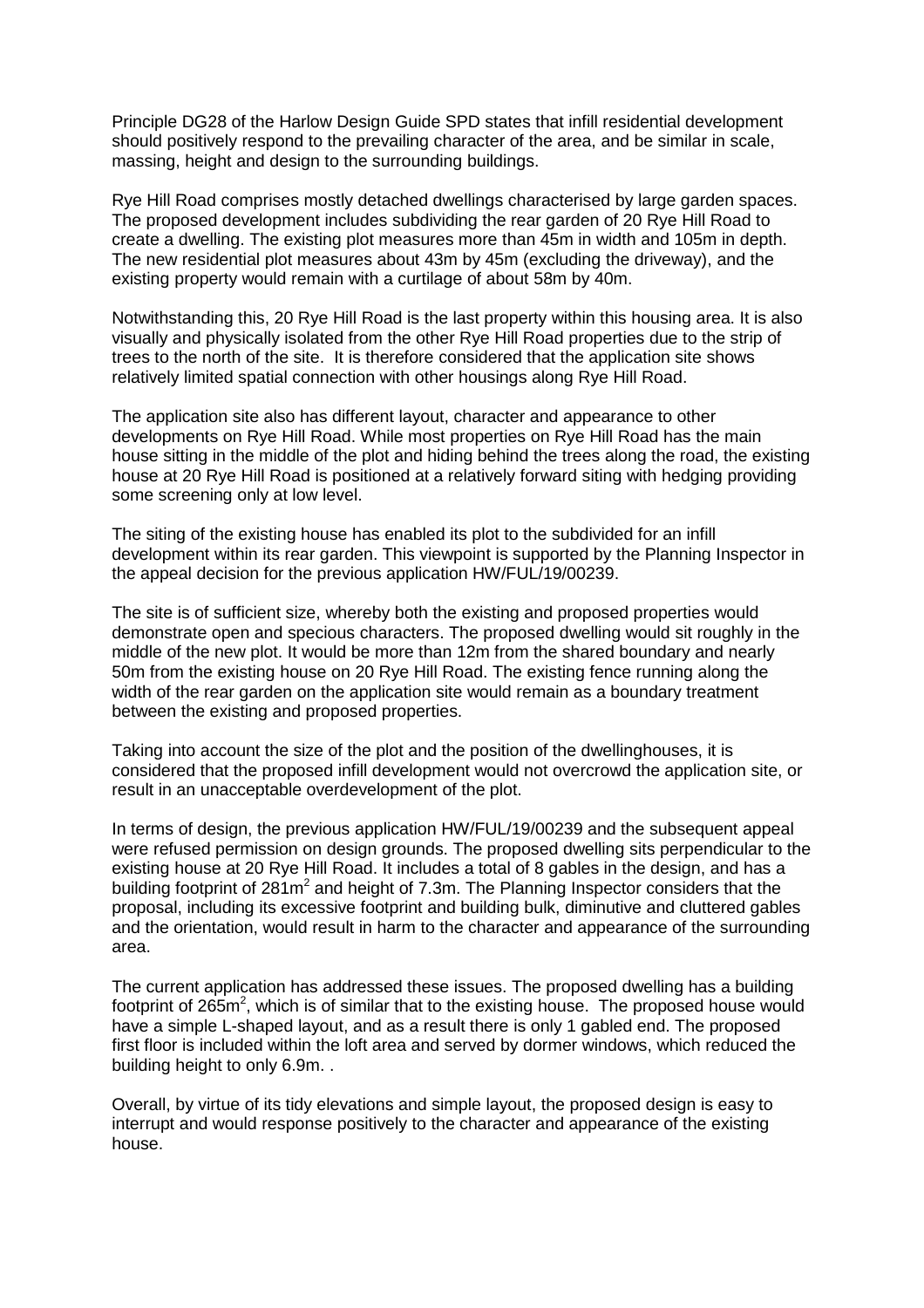Principle DG28 of the Harlow Design Guide SPD states that infill residential development should positively respond to the prevailing character of the area, and be similar in scale, massing, height and design to the surrounding buildings.

Rye Hill Road comprises mostly detached dwellings characterised by large garden spaces. The proposed development includes subdividing the rear garden of 20 Rye Hill Road to create a dwelling. The existing plot measures more than 45m in width and 105m in depth. The new residential plot measures about 43m by 45m (excluding the driveway), and the existing property would remain with a curtilage of about 58m by 40m.

Notwithstanding this, 20 Rye Hill Road is the last property within this housing area. It is also visually and physically isolated from the other Rye Hill Road properties due to the strip of trees to the north of the site. It is therefore considered that the application site shows relatively limited spatial connection with other housings along Rye Hill Road.

The application site also has different layout, character and appearance to other developments on Rye Hill Road. While most properties on Rye Hill Road has the main house sitting in the middle of the plot and hiding behind the trees along the road, the existing house at 20 Rye Hill Road is positioned at a relatively forward siting with hedging providing some screening only at low level.

The siting of the existing house has enabled its plot to the subdivided for an infill development within its rear garden. This viewpoint is supported by the Planning Inspector in the appeal decision for the previous application HW/FUL/19/00239.

The site is of sufficient size, whereby both the existing and proposed properties would demonstrate open and specious characters. The proposed dwelling would sit roughly in the middle of the new plot. It would be more than 12m from the shared boundary and nearly 50m from the existing house on 20 Rye Hill Road. The existing fence running along the width of the rear garden on the application site would remain as a boundary treatment between the existing and proposed properties.

Taking into account the size of the plot and the position of the dwellinghouses, it is considered that the proposed infill development would not overcrowd the application site, or result in an unacceptable overdevelopment of the plot.

In terms of design, the previous application HW/FUL/19/00239 and the subsequent appeal were refused permission on design grounds. The proposed dwelling sits perpendicular to the existing house at 20 Rye Hill Road. It includes a total of 8 gables in the design, and has a building footprint of $281m^2$ and height of 7.3m. The Planning Inspector considers that the proposal, including its excessive footprint and building bulk, diminutive and cluttered gables and the orientation, would result in harm to the character and appearance of the surrounding area.

The current application has addressed these issues. The proposed dwelling has a building footprint of $265m^2$, which is of similar that to the existing house. The proposed house would have a simple L-shaped layout, and as a result there is only 1 gabled end. The proposed first floor is included within the loft area and served by dormer windows, which reduced the building height to only 6.9m. .

Overall, by virtue of its tidy elevations and simple layout, the proposed design is easy to interrupt and would response positively to the character and appearance of the existing house.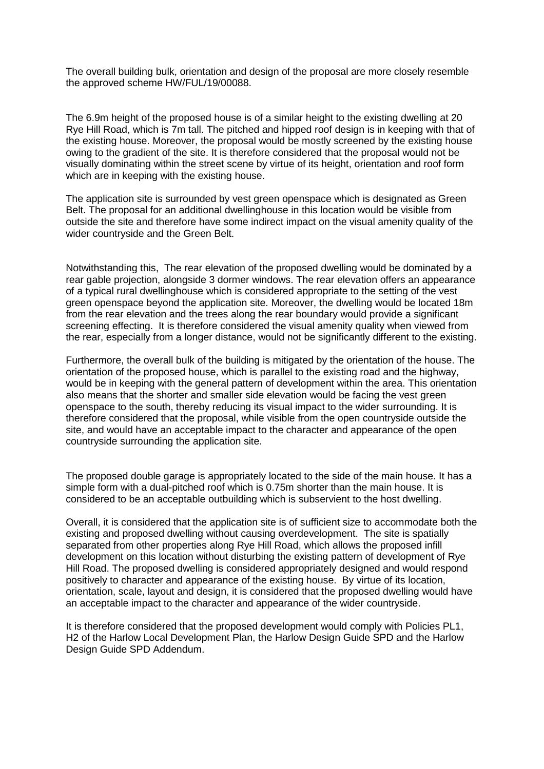The overall building bulk, orientation and design of the proposal are more closely resemble the approved scheme HW/FUL/19/00088.

The 6.9m height of the proposed house is of a similar height to the existing dwelling at 20 Rye Hill Road, which is 7m tall. The pitched and hipped roof design is in keeping with that of the existing house. Moreover, the proposal would be mostly screened by the existing house owing to the gradient of the site. It is therefore considered that the proposal would not be visually dominating within the street scene by virtue of its height, orientation and roof form which are in keeping with the existing house.

The application site is surrounded by vest green openspace which is designated as Green Belt. The proposal for an additional dwellinghouse in this location would be visible from outside the site and therefore have some indirect impact on the visual amenity quality of the wider countryside and the Green Belt.

Notwithstanding this, The rear elevation of the proposed dwelling would be dominated by a rear gable projection, alongside 3 dormer windows. The rear elevation offers an appearance of a typical rural dwellinghouse which is considered appropriate to the setting of the vest green openspace beyond the application site. Moreover, the dwelling would be located 18m from the rear elevation and the trees along the rear boundary would provide a significant screening effecting. It is therefore considered the visual amenity quality when viewed from the rear, especially from a longer distance, would not be significantly different to the existing.

Furthermore, the overall bulk of the building is mitigated by the orientation of the house. The orientation of the proposed house, which is parallel to the existing road and the highway, would be in keeping with the general pattern of development within the area. This orientation also means that the shorter and smaller side elevation would be facing the vest green openspace to the south, thereby reducing its visual impact to the wider surrounding. It is therefore considered that the proposal, while visible from the open countryside outside the site, and would have an acceptable impact to the character and appearance of the open countryside surrounding the application site.

The proposed double garage is appropriately located to the side of the main house. It has a simple form with a dual-pitched roof which is 0.75m shorter than the main house. It is considered to be an acceptable outbuilding which is subservient to the host dwelling.

Overall, it is considered that the application site is of sufficient size to accommodate both the existing and proposed dwelling without causing overdevelopment. The site is spatially separated from other properties along Rye Hill Road, which allows the proposed infill development on this location without disturbing the existing pattern of development of Rye Hill Road. The proposed dwelling is considered appropriately designed and would respond positively to character and appearance of the existing house. By virtue of its location, orientation, scale, layout and design, it is considered that the proposed dwelling would have an acceptable impact to the character and appearance of the wider countryside.

It is therefore considered that the proposed development would comply with Policies PL1, H2 of the Harlow Local Development Plan, the Harlow Design Guide SPD and the Harlow Design Guide SPD Addendum.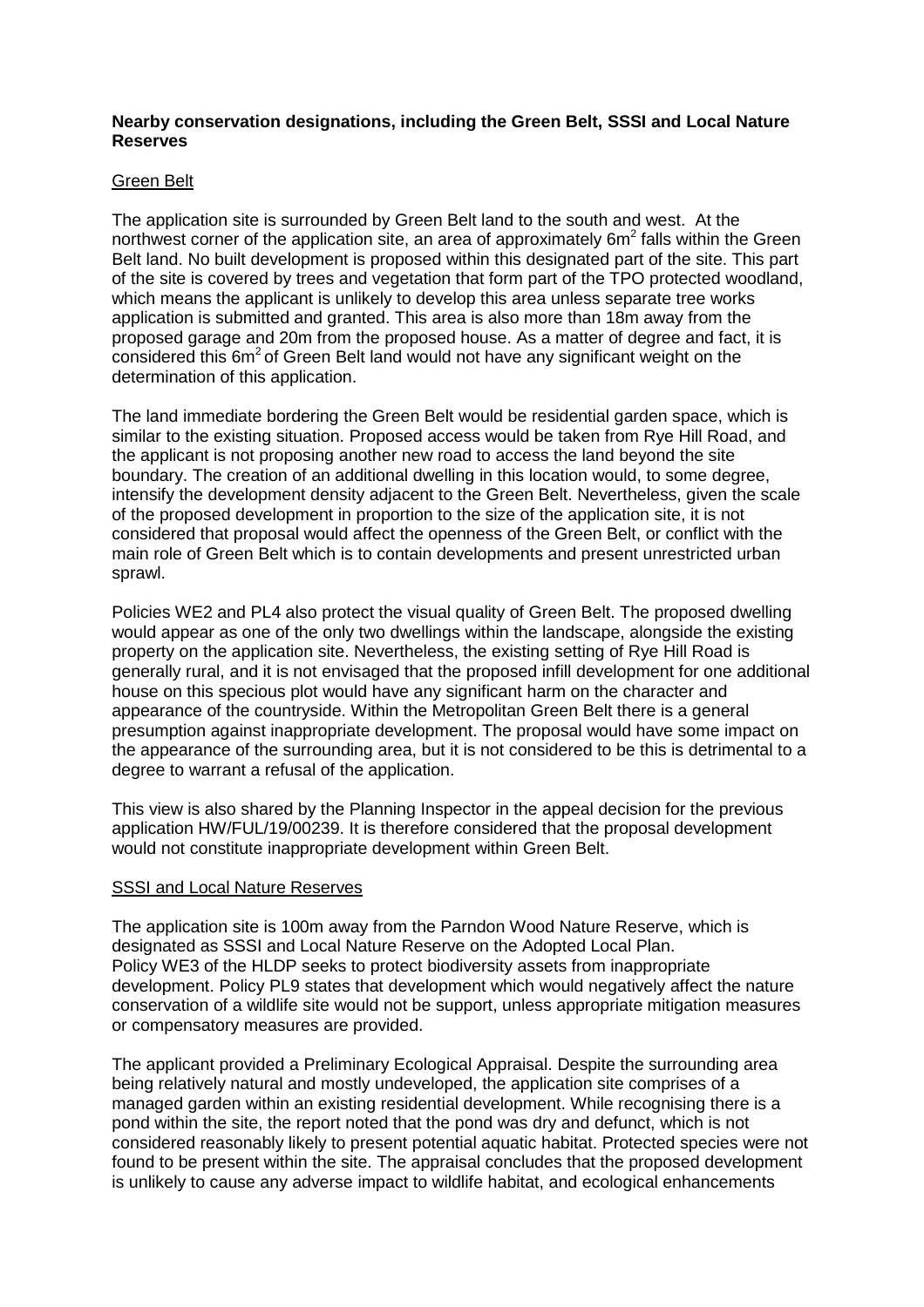**Nearby conservation designations, including the Green Belt, SSSI and Local Nature Reserves**

Green Belt

The application site is surrounded by Green Belt land to the south and west. At the northwest corner of the application site, an area of approximately $6m^2$ falls within the Green Belt land. No built development is proposed within this designated part of the site. This part of the site is covered by trees and vegetation that form part of the TPO protected woodland, which means the applicant is unlikely to develop this area unless separate tree works application is submitted and granted. This area is also more than 18m away from the proposed garage and 20m from the proposed house. As a matter of degree and fact, it is considered this $6m^2$ of Green Belt land would not have any significant weight on the determination of this application.

The land immediate bordering the Green Belt would be residential garden space, which is similar to the existing situation. Proposed access would be taken from Rye Hill Road, and the applicant is not proposing another new road to access the land beyond the site boundary. The creation of an additional dwelling in this location would, to some degree, intensify the development density adjacent to the Green Belt. Nevertheless, given the scale of the proposed development in proportion to the size of the application site, it is not considered that proposal would affect the openness of the Green Belt, or conflict with the main role of Green Belt which is to contain developments and present unrestricted urban sprawl.

Policies WE2 and PL4 also protect the visual quality of Green Belt. The proposed dwelling would appear as one of the only two dwellings within the landscape, alongside the existing property on the application site. Nevertheless, the existing setting of Rye Hill Road is generally rural, and it is not envisaged that the proposed infill development for one additional house on this specious plot would have any significant harm on the character and appearance of the countryside. Within the Metropolitan Green Belt there is a general presumption against inappropriate development. The proposal would have some impact on the appearance of the surrounding area, but it is not considered to be this is detrimental to a degree to warrant a refusal of the application.

This view is also shared by the Planning Inspector in the appeal decision for the previous application HW/FUL/19/00239. It is therefore considered that the proposal development would not constitute inappropriate development within Green Belt.

SSSI and Local Nature Reserves

The application site is 100m away from the Parndon Wood Nature Reserve, which is designated as SSSI and Local Nature Reserve on the Adopted Local Plan. Policy WE3 of the HLDP seeks to protect biodiversity assets from inappropriate development. Policy PL9 states that development which would negatively affect the nature conservation of a wildlife site would not be support, unless appropriate mitigation measures or compensatory measures are provided.

The applicant provided a Preliminary Ecological Appraisal. Despite the surrounding area being relatively natural and mostly undeveloped, the application site comprises of a managed garden within an existing residential development. While recognising there is a pond within the site, the report noted that the pond was dry and defunct, which is not considered reasonably likely to present potential aquatic habitat. Protected species were not found to be present within the site. The appraisal concludes that the proposed development is unlikely to cause any adverse impact to wildlife habitat, and ecological enhancements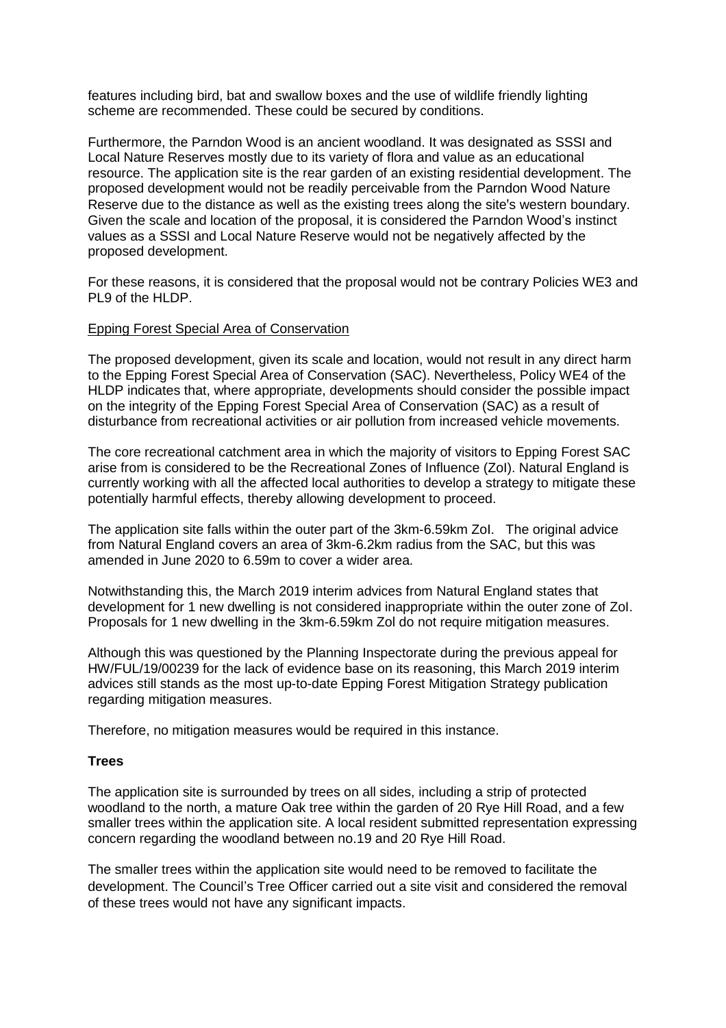features including bird, bat and swallow boxes and the use of wildlife friendly lighting scheme are recommended. These could be secured by conditions.

Furthermore, the Parndon Wood is an ancient woodland. It was designated as SSSI and Local Nature Reserves mostly due to its variety of flora and value as an educational resource. The application site is the rear garden of an existing residential development. The proposed development would not be readily perceivable from the Parndon Wood Nature Reserve due to the distance as well as the existing trees along the site's western boundary. Given the scale and location of the proposal, it is considered the Parndon Wood's instinct values as a SSSI and Local Nature Reserve would not be negatively affected by the proposed development.

For these reasons, it is considered that the proposal would not be contrary Policies WE3 and PL9 of the HLDP.

<u>Epping Forest Special Area of Conservation</u>

The proposed development, given its scale and location, would not result in any direct harm to the Epping Forest Special Area of Conservation (SAC). Nevertheless, Policy WE4 of the HLDP indicates that, where appropriate, developments should consider the possible impact on the integrity of the Epping Forest Special Area of Conservation (SAC) as a result of disturbance from recreational activities or air pollution from increased vehicle movements.

The core recreational catchment area in which the majority of visitors to Epping Forest SAC arise from is considered to be the Recreational Zones of Influence (ZoI). Natural England is currently working with all the affected local authorities to develop a strategy to mitigate these potentially harmful effects, thereby allowing development to proceed.

The application site falls within the outer part of the 3km-6.59km ZoI. The original advice from Natural England covers an area of 3km-6.2km radius from the SAC, but this was amended in June 2020 to 6.59m to cover a wider area.

Notwithstanding this, the March 2019 interim advices from Natural England states that development for 1 new dwelling is not considered inappropriate within the outer zone of ZoI. Proposals for 1 new dwelling in the 3km-6.59km ZoI do not require mitigation measures.

Although this was questioned by the Planning Inspectorate during the previous appeal for HW/FUL/19/00239 for the lack of evidence base on its reasoning, this March 2019 interim advices still stands as the most up-to-date Epping Forest Mitigation Strategy publication regarding mitigation measures.

Therefore, no mitigation measures would be required in this instance.

**Trees**

The application site is surrounded by trees on all sides, including a strip of protected woodland to the north, a mature Oak tree within the garden of 20 Rye Hill Road, and a few smaller trees within the application site. A local resident submitted representation expressing concern regarding the woodland between no.19 and 20 Rye Hill Road.

The smaller trees within the application site would need to be removed to facilitate the development. The Council's Tree Officer carried out a site visit and considered the removal of these trees would not have any significant impacts.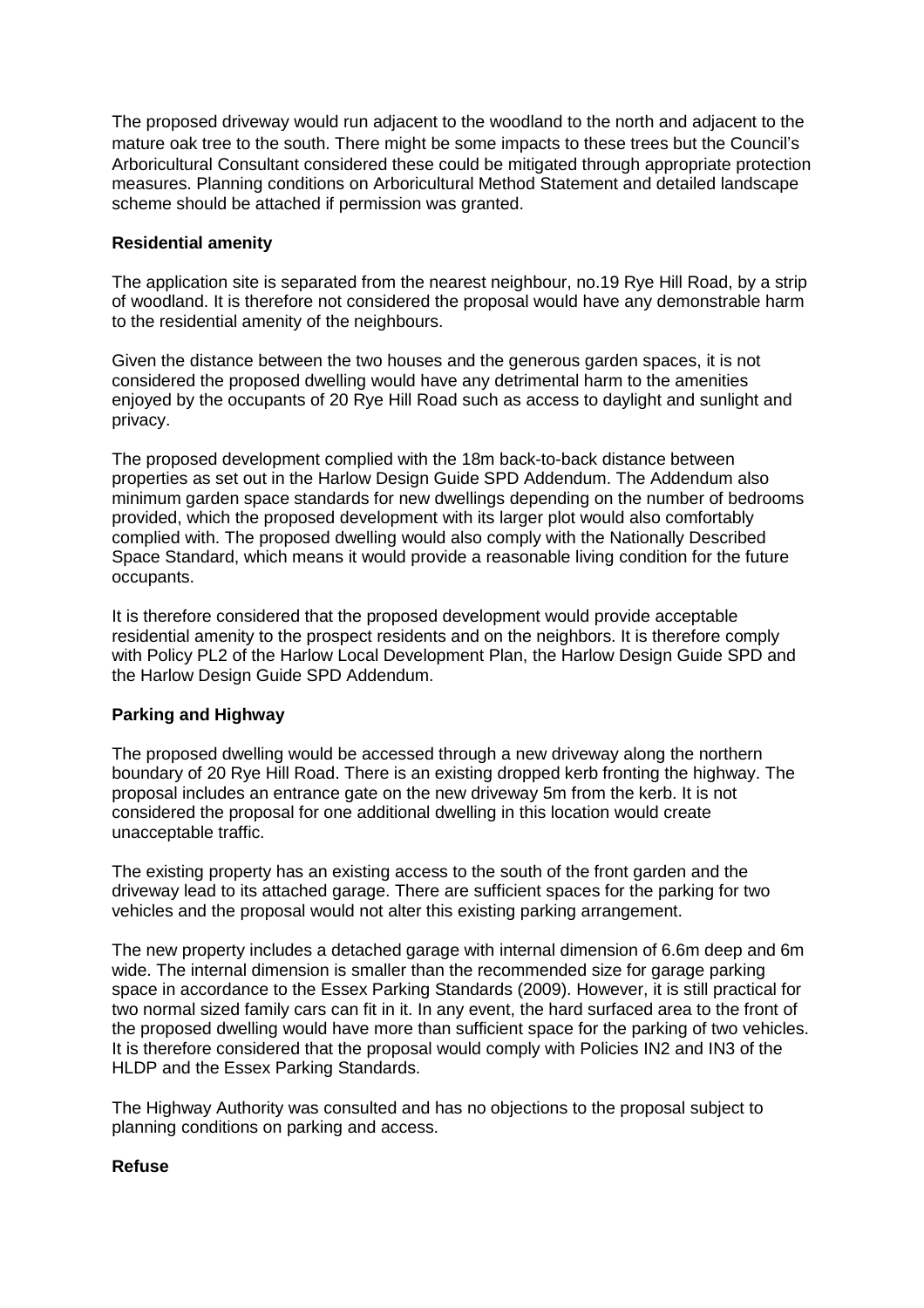The proposed driveway would run adjacent to the woodland to the north and adjacent to the mature oak tree to the south. There might be some impacts to these trees but the Council's Arboricultural Consultant considered these could be mitigated through appropriate protection measures. Planning conditions on Arboricultural Method Statement and detailed landscape scheme should be attached if permission was granted.

**Residential amenity**

The application site is separated from the nearest neighbour, no.19 Rye Hill Road, by a strip of woodland. It is therefore not considered the proposal would have any demonstrable harm to the residential amenity of the neighbours.

Given the distance between the two houses and the generous garden spaces, it is not considered the proposed dwelling would have any detrimental harm to the amenities enjoyed by the occupants of 20 Rye Hill Road such as access to daylight and sunlight and privacy.

The proposed development complied with the 18m back-to-back distance between properties as set out in the Harlow Design Guide SPD Addendum. The Addendum also minimum garden space standards for new dwellings depending on the number of bedrooms provided, which the proposed development with its larger plot would also comfortably complied with. The proposed dwelling would also comply with the Nationally Described Space Standard, which means it would provide a reasonable living condition for the future occupants.

It is therefore considered that the proposed development would provide acceptable residential amenity to the prospect residents and on the neighbors. It is therefore comply with Policy PL2 of the Harlow Local Development Plan, the Harlow Design Guide SPD and the Harlow Design Guide SPD Addendum.

**Parking and Highway**

The proposed dwelling would be accessed through a new driveway along the northern boundary of 20 Rye Hill Road. There is an existing dropped kerb fronting the highway. The proposal includes an entrance gate on the new driveway 5m from the kerb. It is not considered the proposal for one additional dwelling in this location would create unacceptable traffic.

The existing property has an existing access to the south of the front garden and the driveway lead to its attached garage. There are sufficient spaces for the parking for two vehicles and the proposal would not alter this existing parking arrangement.

The new property includes a detached garage with internal dimension of 6.6m deep and 6m wide. The internal dimension is smaller than the recommended size for garage parking space in accordance to the Essex Parking Standards (2009). However, it is still practical for two normal sized family cars can fit in it. In any event, the hard surfaced area to the front of the proposed dwelling would have more than sufficient space for the parking of two vehicles. It is therefore considered that the proposal would comply with Policies IN2 and IN3 of the HLDP and the Essex Parking Standards.

The Highway Authority was consulted and has no objections to the proposal subject to planning conditions on parking and access.

**Refuse**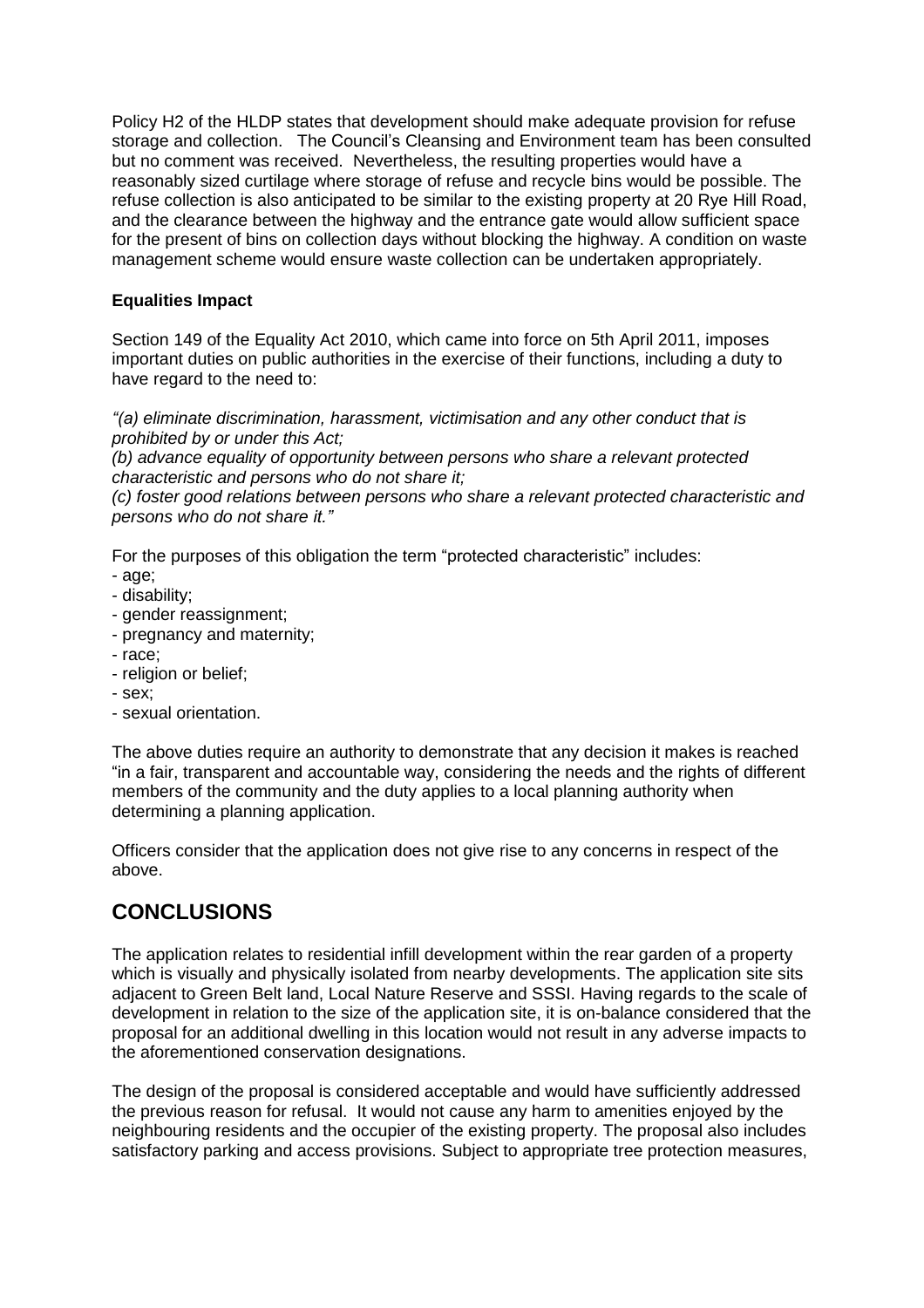Policy H2 of the HLDP states that development should make adequate provision for refuse storage and collection. The Council's Cleansing and Environment team has been consulted but no comment was received. Nevertheless, the resulting properties would have a reasonably sized curtilage where storage of refuse and recycle bins would be possible. The refuse collection is also anticipated to be similar to the existing property at 20 Rye Hill Road, and the clearance between the highway and the entrance gate would allow sufficient space for the present of bins on collection days without blocking the highway. A condition on waste management scheme would ensure waste collection can be undertaken appropriately.

**Equalities Impact**

Section 149 of the Equality Act 2010, which came into force on 5th April 2011, imposes important duties on public authorities in the exercise of their functions, including a duty to have regard to the need to:

*"(a) eliminate discrimination, harassment, victimisation and any other conduct that is prohibited by or under this Act;*
*(b) advance equality of opportunity between persons who share a relevant protected characteristic and persons who do not share it;*
*(c) foster good relations between persons who share a relevant protected characteristic and persons who do not share it."*

For the purposes of this obligation the term "protected characteristic" includes:

- age;
- disability;
- gender reassignment;
- pregnancy and maternity;
- race;
- religion or belief;
- sex;
- sexual orientation.

The above duties require an authority to demonstrate that any decision it makes is reached "in a fair, transparent and accountable way, considering the needs and the rights of different members of the community and the duty applies to a local planning authority when determining a planning application.

Officers consider that the application does not give rise to any concerns in respect of the above.

## CONCLUSIONS

The application relates to residential infill development within the rear garden of a property which is visually and physically isolated from nearby developments. The application site sits adjacent to Green Belt land, Local Nature Reserve and SSSI. Having regards to the scale of development in relation to the size of the application site, it is on-balance considered that the proposal for an additional dwelling in this location would not result in any adverse impacts to the aforementioned conservation designations.

The design of the proposal is considered acceptable and would have sufficiently addressed the previous reason for refusal. It would not cause any harm to amenities enjoyed by the neighbouring residents and the occupier of the existing property. The proposal also includes satisfactory parking and access provisions. Subject to appropriate tree protection measures,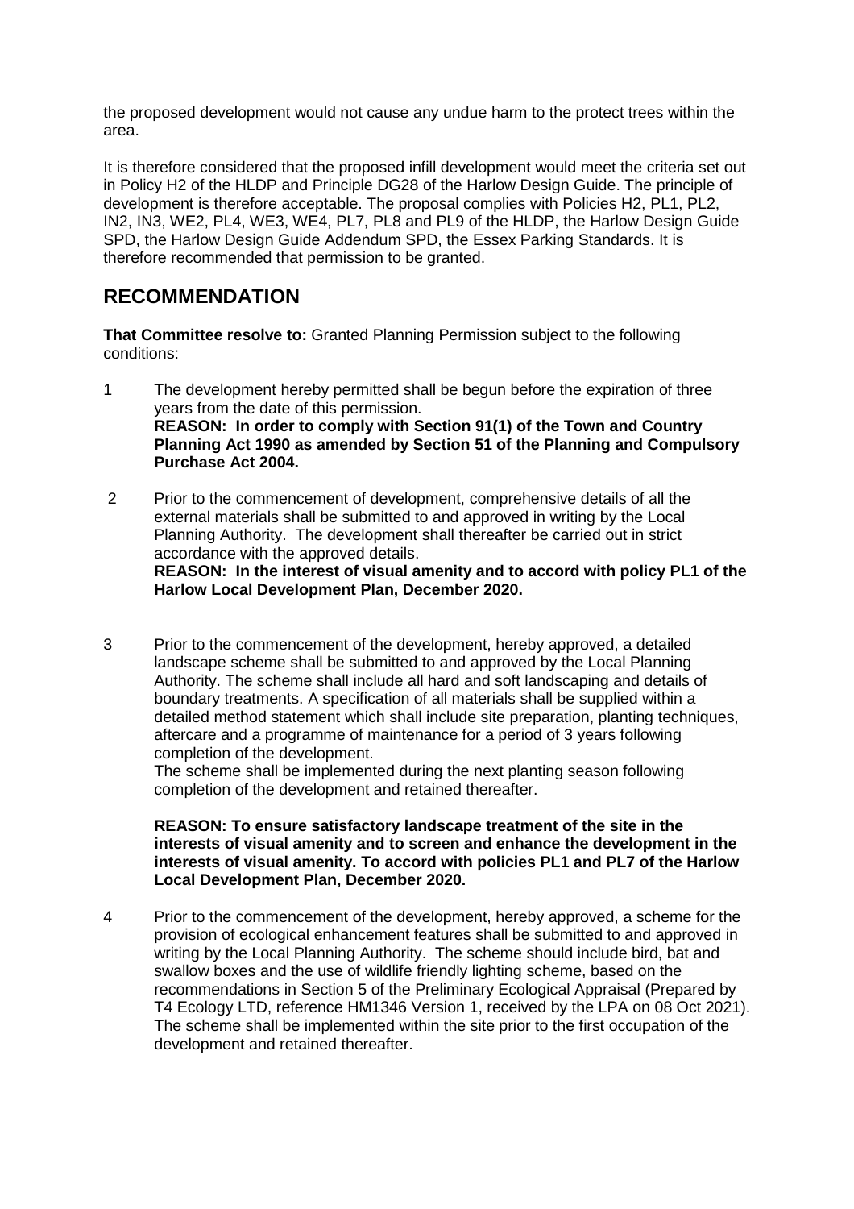the proposed development would not cause any undue harm to the protect trees within the area.

It is therefore considered that the proposed infill development would meet the criteria set out in Policy H2 of the HLDP and Principle DG28 of the Harlow Design Guide. The principle of development is therefore acceptable. The proposal complies with Policies H2, PL1, PL2, IN2, IN3, WE2, PL4, WE3, WE4, PL7, PL8 and PL9 of the HLDP, the Harlow Design Guide SPD, the Harlow Design Guide Addendum SPD, the Essex Parking Standards. It is therefore recommended that permission to be granted.

## RECOMMENDATION

**That Committee resolve to:** Granted Planning Permission subject to the following conditions:

1. The development hereby permitted shall be begun before the expiration of three years from the date of this permission.
   **REASON: In order to comply with Section 91(1) of the Town and Country Planning Act 1990 as amended by Section 51 of the Planning and Compulsory Purchase Act 2004.**

2. Prior to the commencement of development, comprehensive details of all the external materials shall be submitted to and approved in writing by the Local Planning Authority. The development shall thereafter be carried out in strict accordance with the approved details.
   **REASON: In the interest of visual amenity and to accord with policy PL1 of the Harlow Local Development Plan, December 2020.**

3. Prior to the commencement of the development, hereby approved, a detailed landscape scheme shall be submitted to and approved by the Local Planning Authority. The scheme shall include all hard and soft landscaping and details of boundary treatments. A specification of all materials shall be supplied within a detailed method statement which shall include site preparation, planting techniques, aftercare and a programme of maintenance for a period of 3 years following completion of the development.
   The scheme shall be implemented during the next planting season following completion of the development and retained thereafter.

   **REASON: To ensure satisfactory landscape treatment of the site in the interests of visual amenity and to screen and enhance the development in the interests of visual amenity. To accord with policies PL1 and PL7 of the Harlow Local Development Plan, December 2020.**

4. Prior to the commencement of the development, hereby approved, a scheme for the provision of ecological enhancement features shall be submitted to and approved in writing by the Local Planning Authority. The scheme should include bird, bat and swallow boxes and the use of wildlife friendly lighting scheme, based on the recommendations in Section 5 of the Preliminary Ecological Appraisal (Prepared by T4 Ecology LTD, reference HM1346 Version 1, received by the LPA on 08 Oct 2021). The scheme shall be implemented within the site prior to the first occupation of the development and retained thereafter.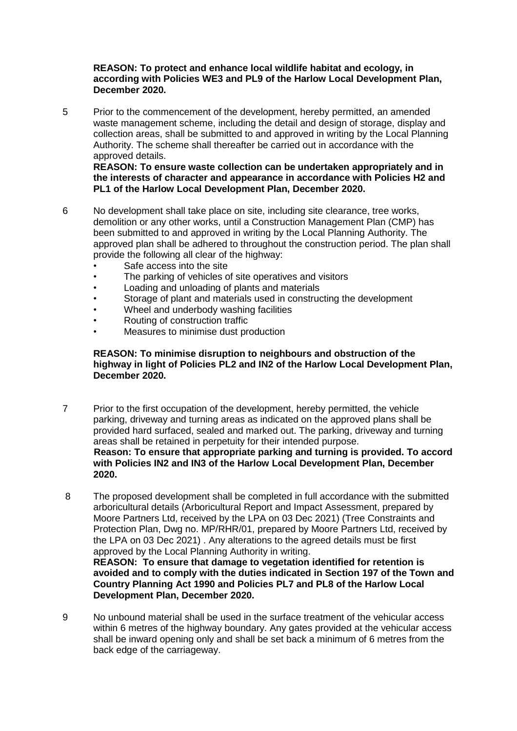**REASON: To protect and enhance local wildlife habitat and ecology, in according with Policies WE3 and PL9 of the Harlow Local Development Plan, December 2020.**

5 Prior to the commencement of the development, hereby permitted, an amended waste management scheme, including the detail and design of storage, display and collection areas, shall be submitted to and approved in writing by the Local Planning Authority. The scheme shall thereafter be carried out in accordance with the approved details.
**REASON: To ensure waste collection can be undertaken appropriately and in the interests of character and appearance in accordance with Policies H2 and PL1 of the Harlow Local Development Plan, December 2020.**

6 No development shall take place on site, including site clearance, tree works, demolition or any other works, until a Construction Management Plan (CMP) has been submitted to and approved in writing by the Local Planning Authority. The approved plan shall be adhered to throughout the construction period. The plan shall provide the following all clear of the highway:

- Safe access into the site
- The parking of vehicles of site operatives and visitors
- Loading and unloading of plants and materials
- Storage of plant and materials used in constructing the development
- Wheel and underbody washing facilities
- Routing of construction traffic
- Measures to minimise dust production

**REASON: To minimise disruption to neighbours and obstruction of the highway in light of Policies PL2 and IN2 of the Harlow Local Development Plan, December 2020.**

7 Prior to the first occupation of the development, hereby permitted, the vehicle parking, driveway and turning areas as indicated on the approved plans shall be provided hard surfaced, sealed and marked out. The parking, driveway and turning areas shall be retained in perpetuity for their intended purpose.
**Reason: To ensure that appropriate parking and turning is provided. To accord with Policies IN2 and IN3 of the Harlow Local Development Plan, December 2020.**

8 The proposed development shall be completed in full accordance with the submitted arboricultural details (Arboricultural Report and Impact Assessment, prepared by Moore Partners Ltd, received by the LPA on 03 Dec 2021) (Tree Constraints and Protection Plan, Dwg no. MP/RHR/01, prepared by Moore Partners Ltd, received by the LPA on 03 Dec 2021) . Any alterations to the agreed details must be first approved by the Local Planning Authority in writing.
**REASON: To ensure that damage to vegetation identified for retention is avoided and to comply with the duties indicated in Section 197 of the Town and Country Planning Act 1990 and Policies PL7 and PL8 of the Harlow Local Development Plan, December 2020.**

9 No unbound material shall be used in the surface treatment of the vehicular access within 6 metres of the highway boundary. Any gates provided at the vehicular access shall be inward opening only and shall be set back a minimum of 6 metres from the back edge of the carriageway.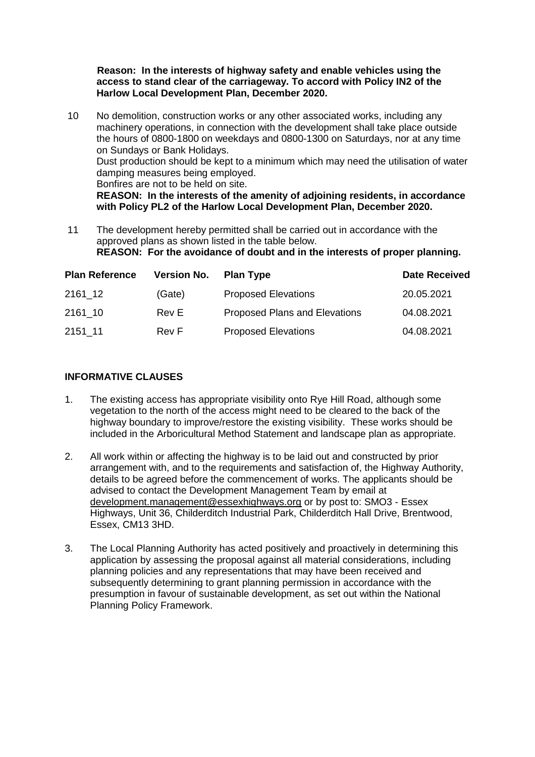**Reason: In the interests of highway safety and enable vehicles using the access to stand clear of the carriageway. To accord with Policy IN2 of the Harlow Local Development Plan, December 2020.**

10 No demolition, construction works or any other associated works, including any machinery operations, in connection with the development shall take place outside the hours of 0800-1800 on weekdays and 0800-1300 on Saturdays, nor at any time on Sundays or Bank Holidays.
Dust production should be kept to a minimum which may need the utilisation of water damping measures being employed.
Bonfires are not to be held on site.
**REASON: In the interests of the amenity of adjoining residents, in accordance with Policy PL2 of the Harlow Local Development Plan, December 2020.**

11 The development hereby permitted shall be carried out in accordance with the approved plans as shown listed in the table below.
**REASON: For the avoidance of doubt and in the interests of proper planning.**

| Plan Reference | Version No. | Plan Type | Date Received |
|---|---|---|---|
| 2161_12 | (Gate) | Proposed Elevations | 20.05.2021 |
| 2161_10 | Rev E | Proposed Plans and Elevations | 04.08.2021 |
| 2151_11 | Rev F | Proposed Elevations | 04.08.2021 |

**INFORMATIVE CLAUSES**

1. The existing access has appropriate visibility onto Rye Hill Road, although some vegetation to the north of the access might need to be cleared to the back of the highway boundary to improve/restore the existing visibility. These works should be included in the Arboricultural Method Statement and landscape plan as appropriate.

2. All work within or affecting the highway is to be laid out and constructed by prior arrangement with, and to the requirements and satisfaction of, the Highway Authority, details to be agreed before the commencement of works. The applicants should be advised to contact the Development Management Team by email at development.management@essexhighways.org or by post to: SMO3 - Essex Highways, Unit 36, Childerditch Industrial Park, Childerditch Hall Drive, Brentwood, Essex, CM13 3HD.

3. The Local Planning Authority has acted positively and proactively in determining this application by assessing the proposal against all material considerations, including planning policies and any representations that may have been received and subsequently determining to grant planning permission in accordance with the presumption in favour of sustainable development, as set out within the National Planning Policy Framework.